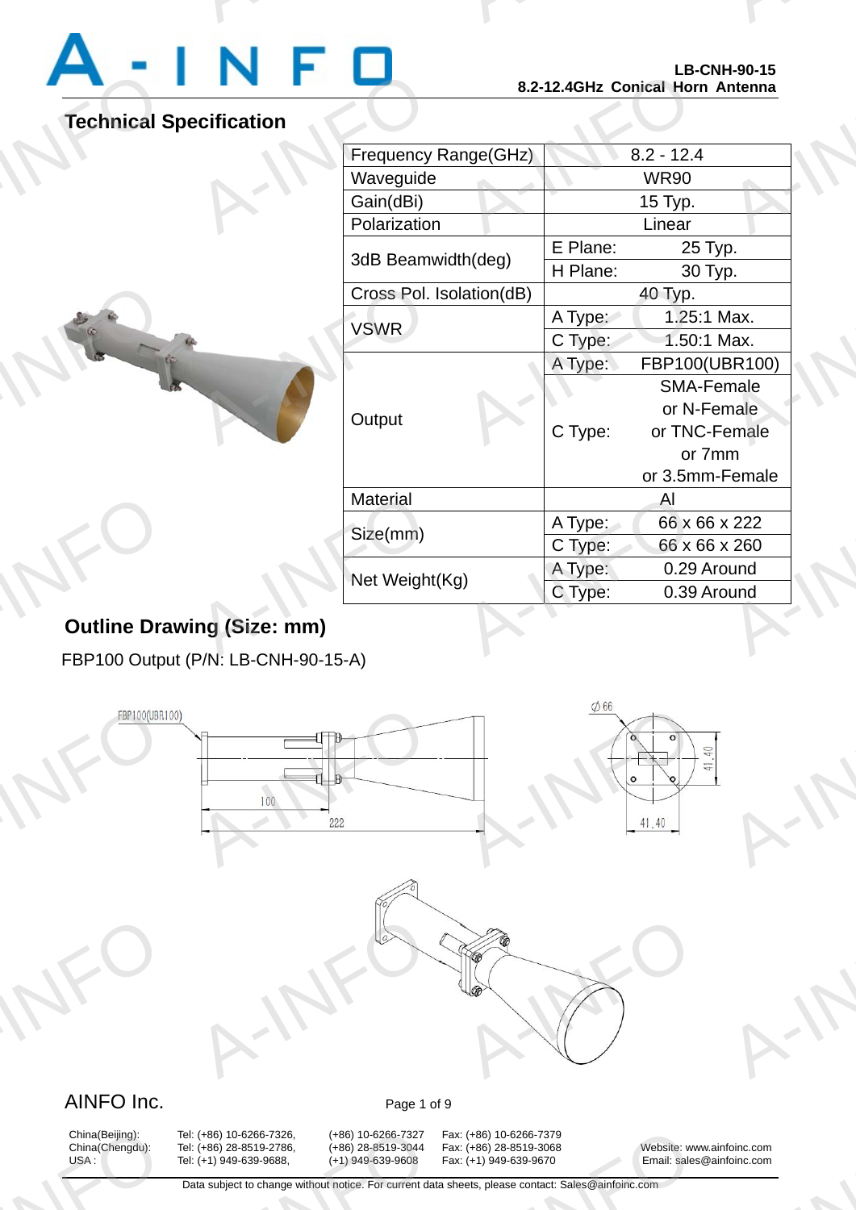LB-CNH-90-15
8.2-12.4GHz Conical Horn Antenna

## Technical Specification

| | | |
|---|---|---|
| Frequency Range(GHz) | 8.2 - 12.4 | |
| Waveguide | WR90 | |
| Gain(dBi) | 15 Typ. | |
| Polarization | Linear | |
| 3dB Beamwidth(deg) | E Plane: | 25 Typ. |
| | H Plane: | 30 Typ. |
| Cross Pol. Isolation(dB) | 40 Typ. | |
| VSWR | A Type: | 1.25:1 Max. |
| | C Type: | 1.50:1 Max. |
| Output | A Type: | FBP100(UBR100) |
| | C Type: | SMA-Female or N-Female or TNC-Female or 7mm or 3.5mm-Female |
| Material | Al | |
| Size(mm) | A Type: | 66 x 66 x 222 |
| | C Type: | 66 x 66 x 260 |
| Net Weight(Kg) | A Type: | 0.29 Around |
| | C Type: | 0.39 Around |

## Outline Drawing (Size: mm)

FBP100 Output (P/N: LB-CNH-90-15-A)

FBP100(UBR100)

100

222

∅66

41.40

41.40

AINFO Inc.

China(Beijing): Tel: (+86) 10-6266-7326, (+86) 10-6266-7327 Fax: (+86) 10-6266-7379
China(Chengdu): Tel: (+86) 28-8519-2786, (+86) 28-8519-3044 Fax: (+86) 28-8519-3068
USA : Tel: (+1) 949-639-9688, (+1) 949-639-9608 Fax: (+1) 949-639-9670

Website: www.ainfoinc.com
Email: sales@ainfoinc.com

Data subject to change without notice. For current data sheets, please contact: Sales@ainfoinc.com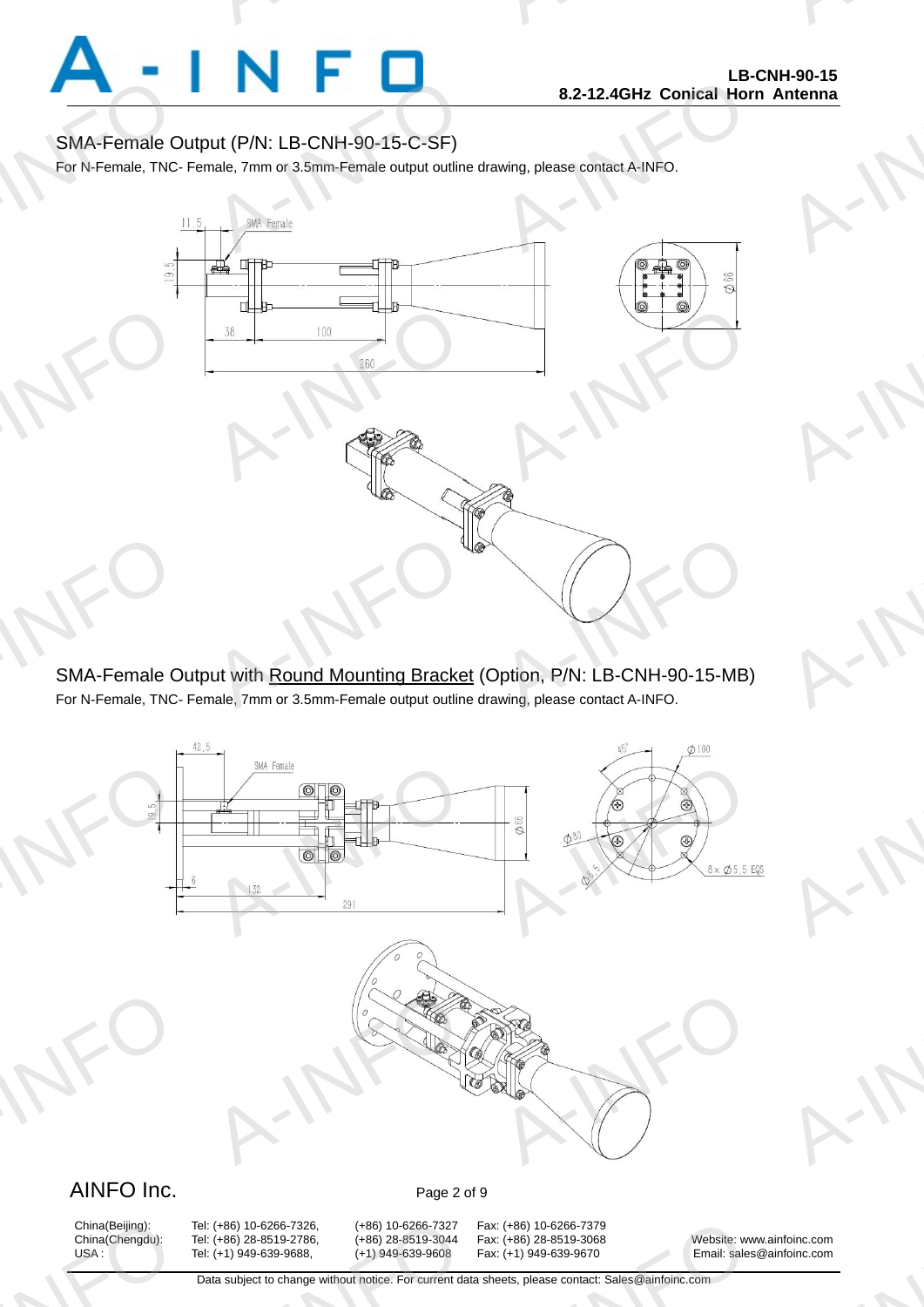## SMA-Female Output (P/N: LB-CNH-90-15-C-SF)

For N-Female, TNC- Female, 7mm or 3.5mm-Female output outline drawing, please contact A-INFO.

11.5
SMA Female
19.5
38
100
260
Ø 66

## SMA-Female Output with Round Mounting Bracket (Option, P/N: LB-CNH-90-15-MB)

For N-Female, TNC- Female, 7mm or 3.5mm-Female output outline drawing, please contact A-INFO.

42.5
SMA Female
19.5
6
132
291
Ø 66
45°
Ø 100
Ø 80
Ø 8.5
8× Ø 5.5 EQS

AINFO Inc.

China(Beijing): Tel: (+86) 10-6266-7326, (+86) 10-6266-7327 Fax: (+86) 10-6266-7379
China(Chengdu): Tel: (+86) 28-8519-2786, (+86) 28-8519-3044 Fax: (+86) 28-8519-3068 Website: www.ainfoinc.com
USA : Tel: (+1) 949-639-9688, (+1) 949-639-9608 Fax: (+1) 949-639-9670 Email: sales@ainfoinc.com

Data subject to change without notice. For current data sheets, please contact: Sales@ainfoinc.com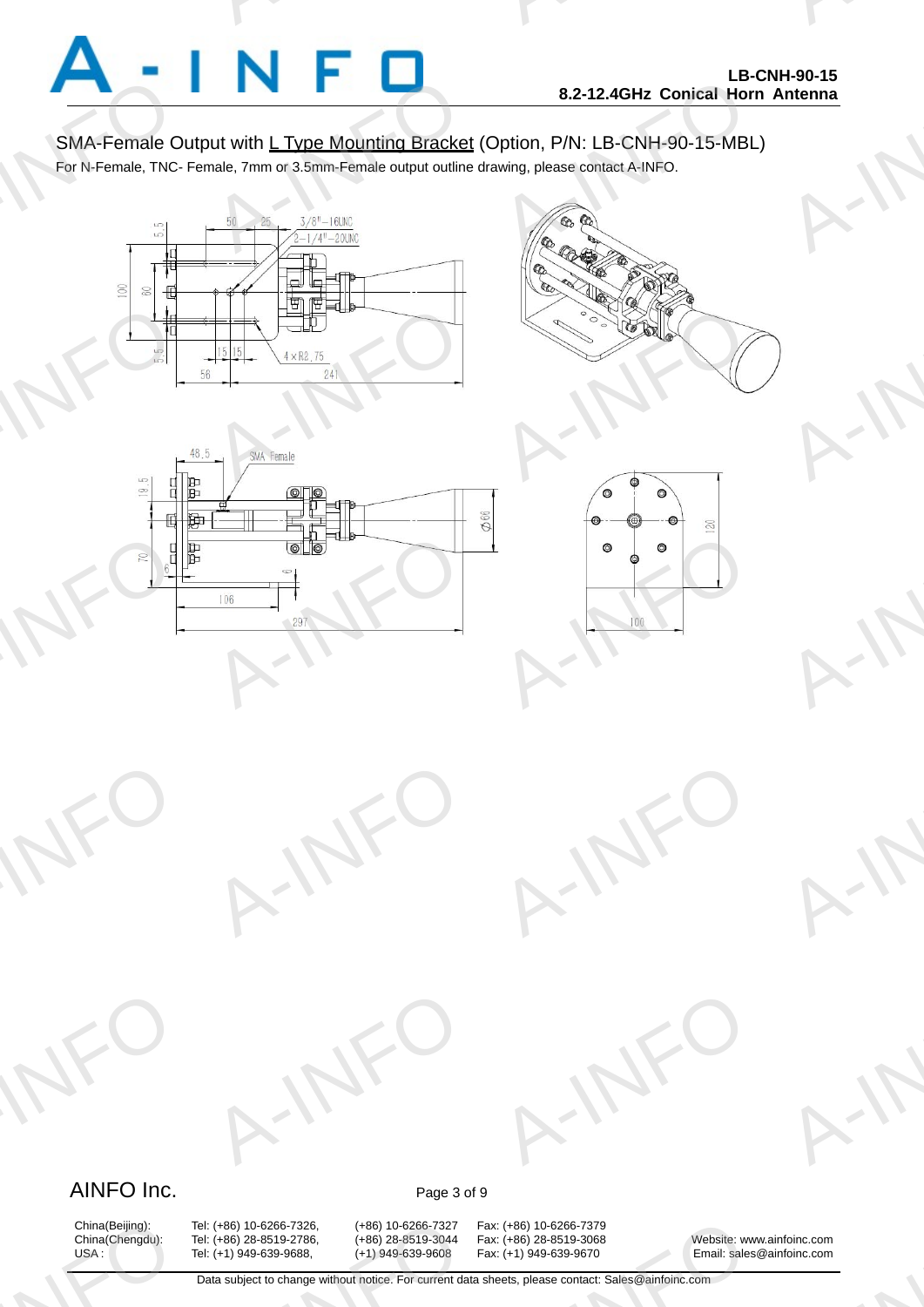SMA-Female Output with L Type Mounting Bracket (Option, P/N: LB-CNH-90-15-MBL)

For N-Female, TNC- Female, 7mm or 3.5mm-Female output outline drawing, please contact A-INFO.

5.5
50
25
3/8"-16UNC
2-1/4"-20UNC
100
80
5.5
15
15
4×R2.75
56
241

48.5
SMA Female
19.5
70
6
Ø66
6
106
297

120
100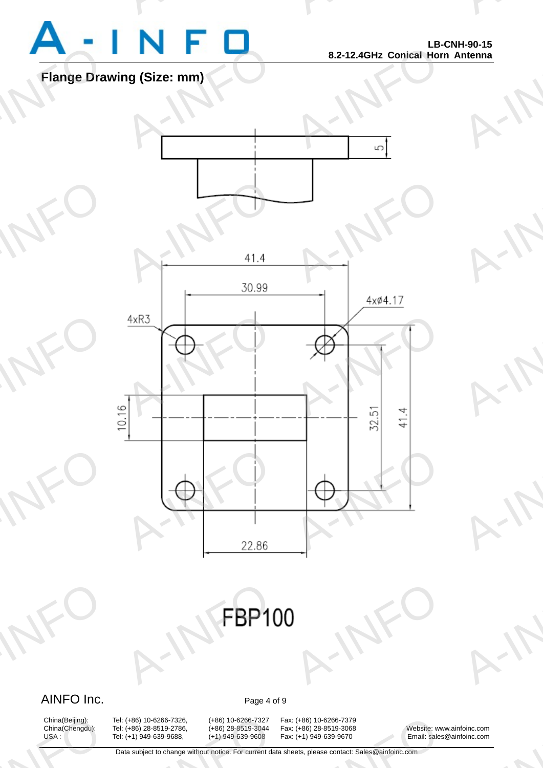## Flange Drawing (Size: mm)

5

41.4

30.99

4xR3

4xØ4.17

10.16

32.51

41.4

22.86

FBP100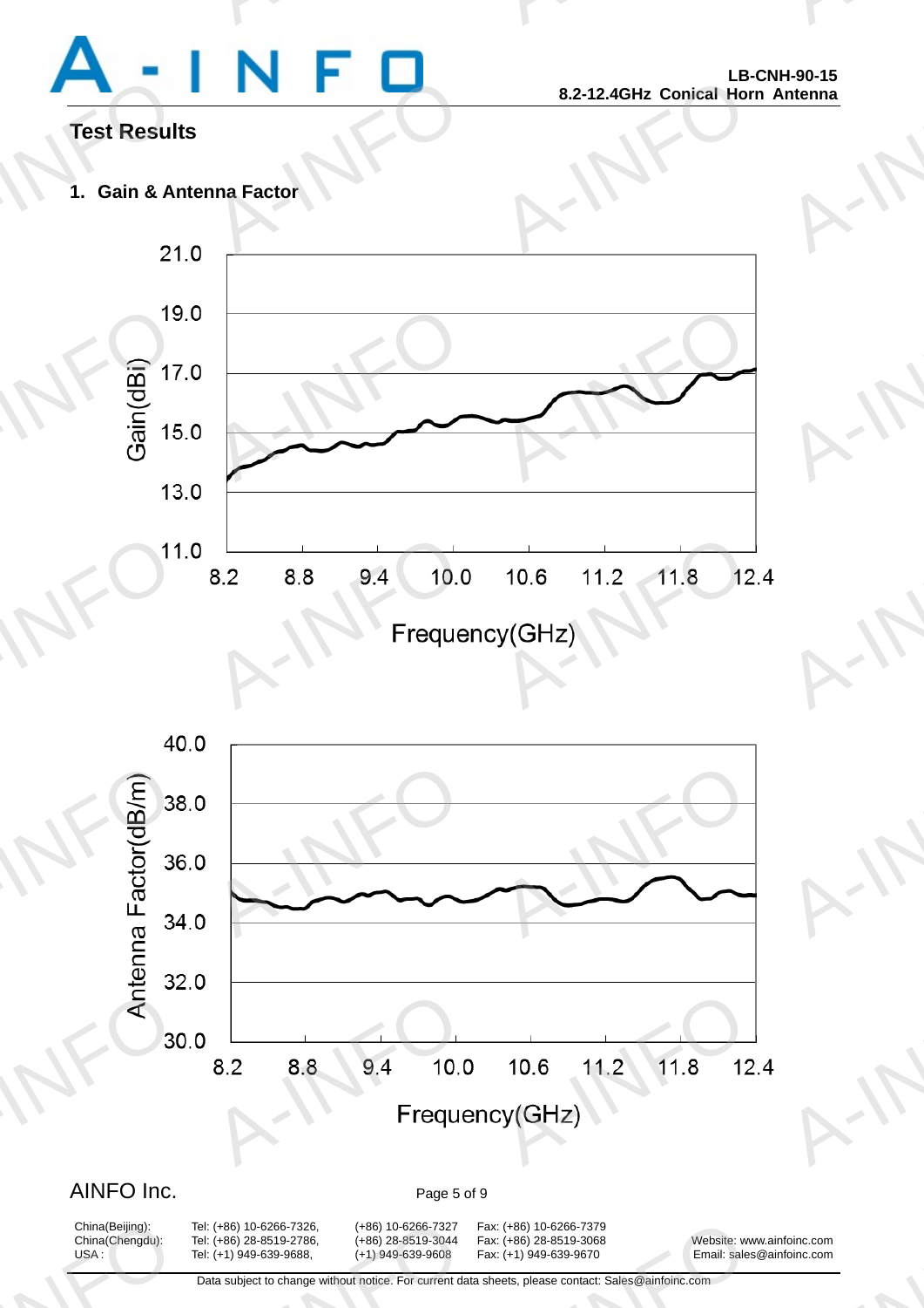## Test Results

### 1. Gain & Antenna Factor

Gain(dBi)

21.0
19.0
17.0
15.0
13.0
11.0

8.2 8.8 9.4 10.0 10.6 11.2 11.8 12.4

Frequency(GHz)

Antenna Factor(dB/m)

40.0
38.0
36.0
34.0
32.0
30.0

8.2 8.8 9.4 10.0 10.6 11.2 11.8 12.4

Frequency(GHz)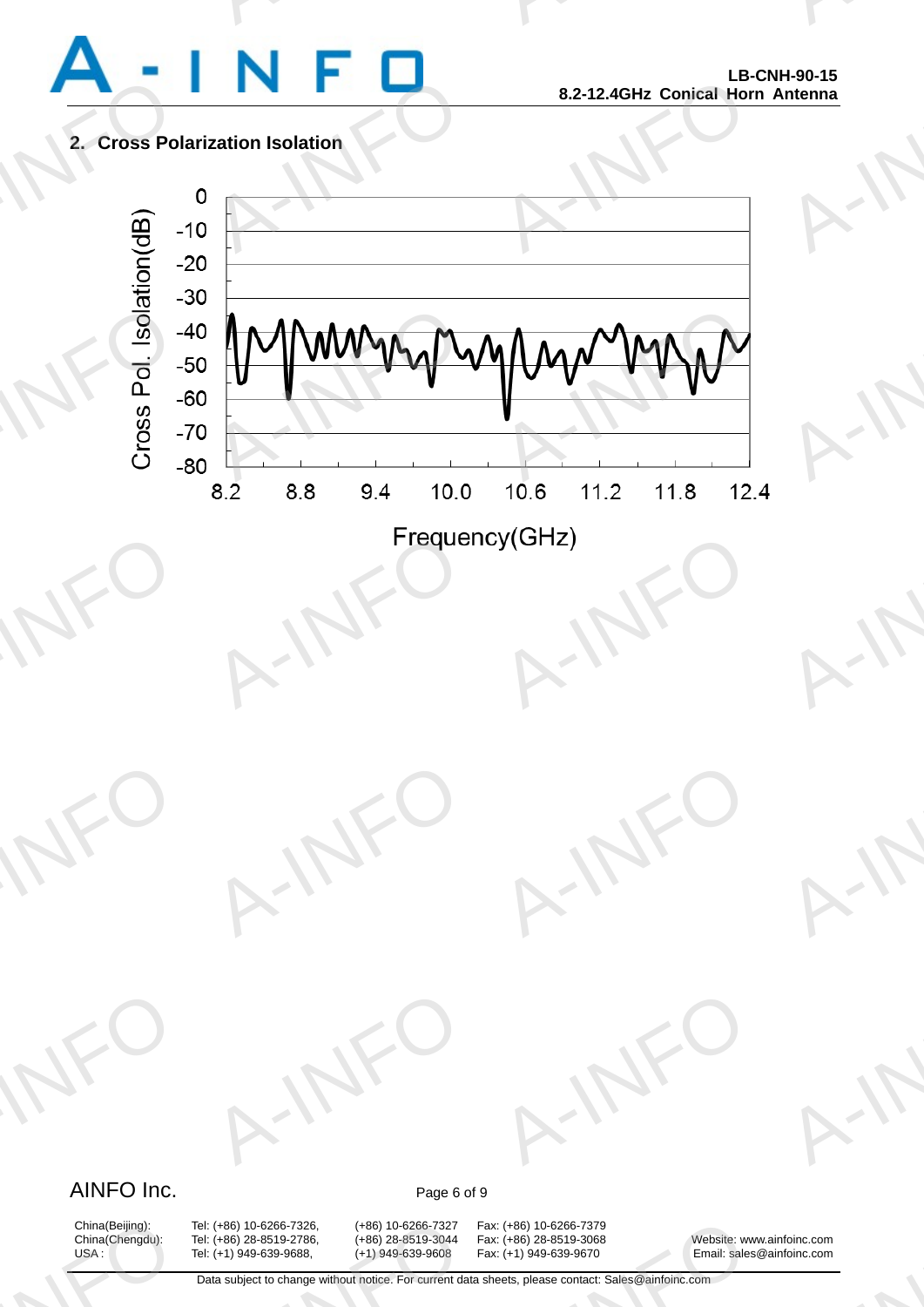## 2. Cross Polarization Isolation

Cross Pol. Isolation(dB)

0
-10
-20
-30
-40
-50
-60
-70
-80

8.2 8.8 9.4 10.0 10.6 11.2 11.8 12.4

Frequency(GHz)

AINFO Inc.

| | | | | |
|---|---|---|---|---|
| China(Beijing): | Tel: (+86) 10-6266-7326, | (+86) 10-6266-7327 | Fax: (+86) 10-6266-7379 | |
| China(Chengdu): | Tel: (+86) 28-8519-2786, | (+86) 28-8519-3044 | Fax: (+86) 28-8519-3068 | Website: www.ainfoinc.com |
| USA : | Tel: (+1) 949-639-9688, | (+1) 949-639-9608 | Fax: (+1) 949-639-9670 | Email: sales@ainfoinc.com |

Data subject to change without notice. For current data sheets, please contact: Sales@ainfoinc.com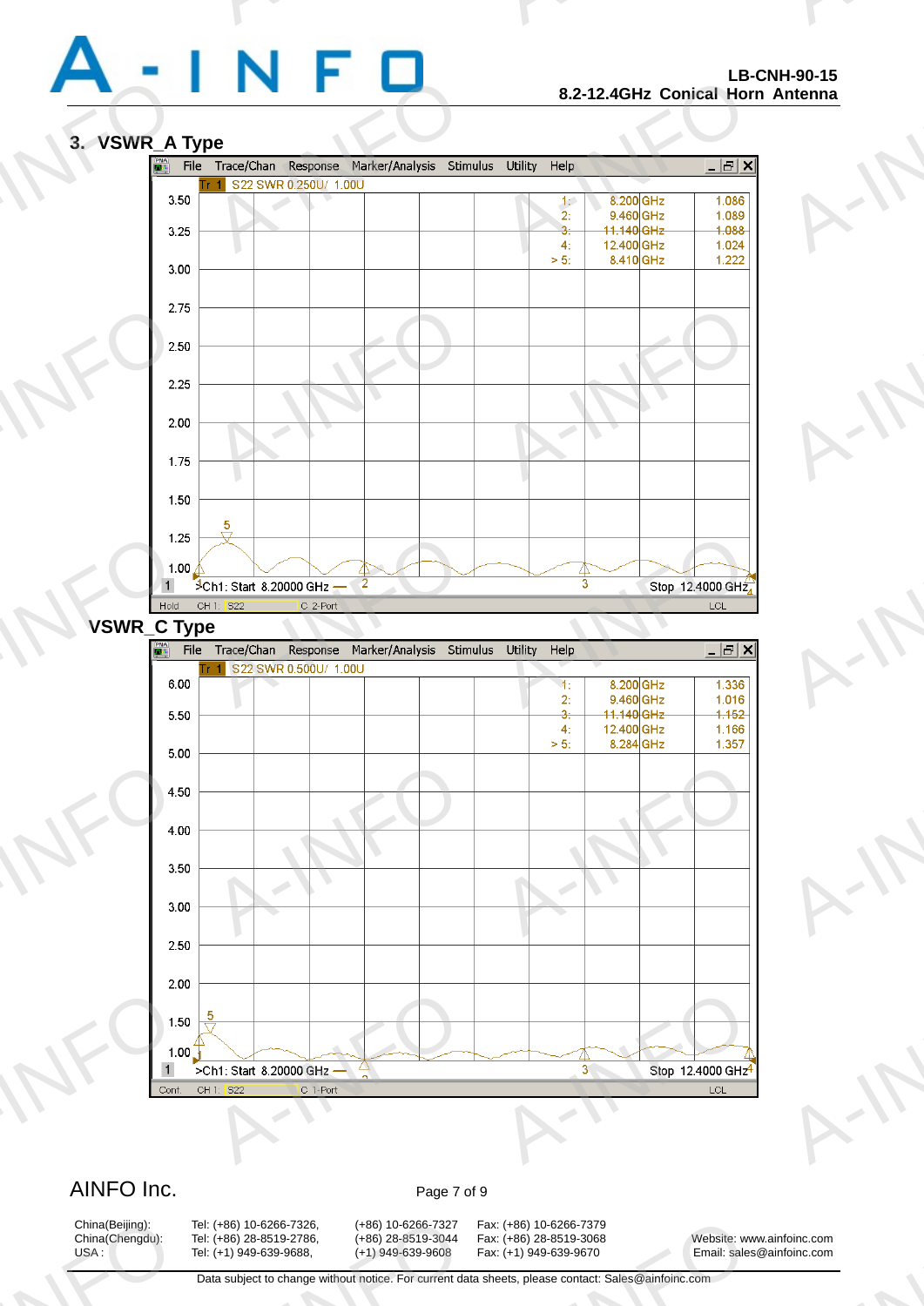## 3. VSWR_A Type

File Trace/Chan Response Marker/Analysis Stimulus Utility Help

Tr 1 S22 SWR 0.250U/ 1.00U

1: 8.200 GHz 1.086
2: 9.460 GHz 1.089
3: 11.140 GHz 1.088
4: 12.400 GHz 1.024
> 5: 8.410 GHz 1.222

3.50
3.25
3.00
2.75
2.50
2.25
2.00
1.75
1.50
1.25
1.00

>Ch1: Start 8.20000 GHz — Stop 12.4000 GHz

Hold CH 1: S22 C 2-Port LCL

## VSWR_C Type

File Trace/Chan Response Marker/Analysis Stimulus Utility Help

Tr 1 S22 SWR 0.500U/ 1.00U

1: 8.200 GHz 1.336
2: 9.460 GHz 1.016
3: 11.140 GHz 1.152
4: 12.400 GHz 1.166
> 5: 8.284 GHz 1.357

6.00
5.50
5.00
4.50
4.00
3.50
3.00
2.50
2.00
1.50
1.00

>Ch1: Start 8.20000 GHz — Stop 12.4000 GHz

Cont. CH 1: S22 C 1-Port LCL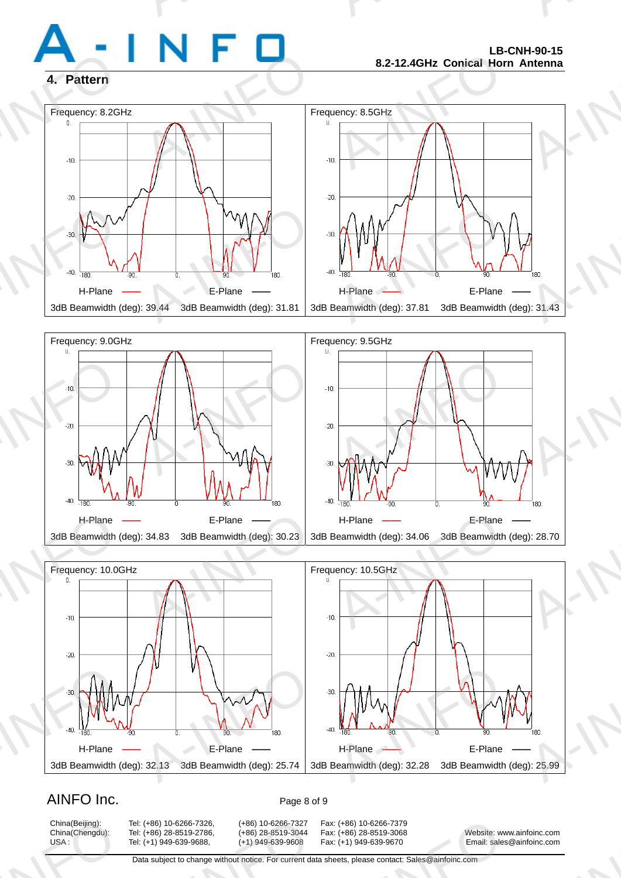## 4. Pattern

Frequency: 8.2GHz

0.
-10.
-20.
-30.
-40.
-180.
-90.
0.
90.
180.

H-Plane ——— E-Plane ———

3dB Beamwidth (deg): 39.44 3dB Beamwidth (deg): 31.81

Frequency: 8.5GHz

0.
-10.
-20.
-30.
-40.
-180.
-90.
0.
90.
180.

H-Plane ——— E-Plane ———

3dB Beamwidth (deg): 37.81 3dB Beamwidth (deg): 31.43

Frequency: 9.0GHz

0.
-10.
-20.
-30.
-40.
-180.
-90.
0.
90.
180.

H-Plane ——— E-Plane ———

3dB Beamwidth (deg): 34.83 3dB Beamwidth (deg): 30.23

Frequency: 9.5GHz

0.
-10.
-20.
-30.
-40.
-180.
-90.
0.
90.
180.

H-Plane ——— E-Plane ———

3dB Beamwidth (deg): 34.06 3dB Beamwidth (deg): 28.70

Frequency: 10.0GHz

0.
-10.
-20.
-30.
-40.
-180.
-90.
0.
90.
180.

H-Plane ——— E-Plane ———

3dB Beamwidth (deg): 32.13 3dB Beamwidth (deg): 25.74

Frequency: 10.5GHz

0.
-10.
-20.
-30.
-40.
-180.
-90.
0.
90.
180.

H-Plane ——— E-Plane ———

3dB Beamwidth (deg): 32.28 3dB Beamwidth (deg): 25.99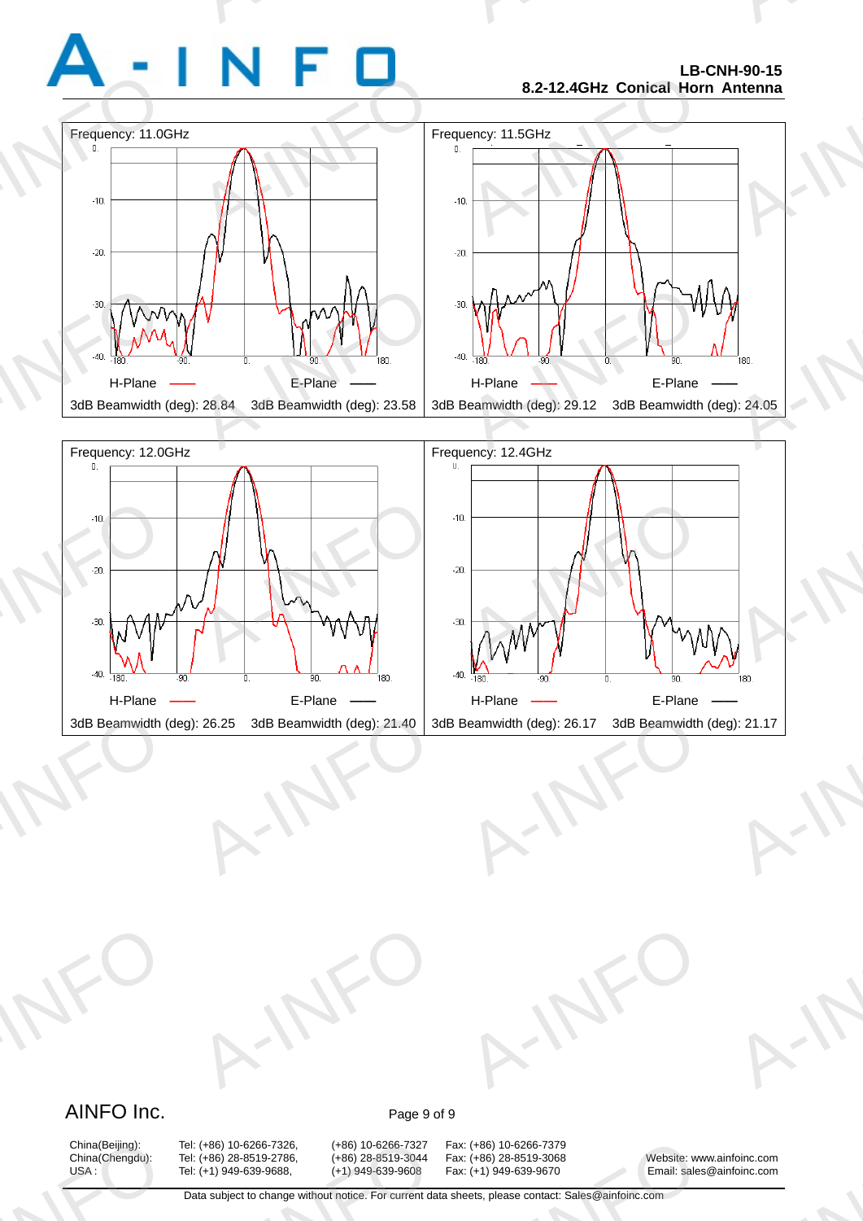Frequency: 11.0GHz

0.
-10.
-20.
-30.
-40.
-180. -90. 0. 90. 180.

H-Plane E-Plane

3dB Beamwidth (deg): 28.84 3dB Beamwidth (deg): 23.58

Frequency: 11.5GHz

0.
-10.
-20.
-30.
-40.
-180. -90. 0. 90. 180.

H-Plane E-Plane

3dB Beamwidth (deg): 29.12 3dB Beamwidth (deg): 24.05

Frequency: 12.0GHz

0.
-10.
-20.
-30.
-40.
-180. -90. 0. 90. 180.

H-Plane E-Plane

3dB Beamwidth (deg): 26.25 3dB Beamwidth (deg): 21.40

Frequency: 12.4GHz

0.
-10.
-20.
-30.
-40.
-180. -90. 0. 90. 180.

H-Plane E-Plane

3dB Beamwidth (deg): 26.17 3dB Beamwidth (deg): 21.17